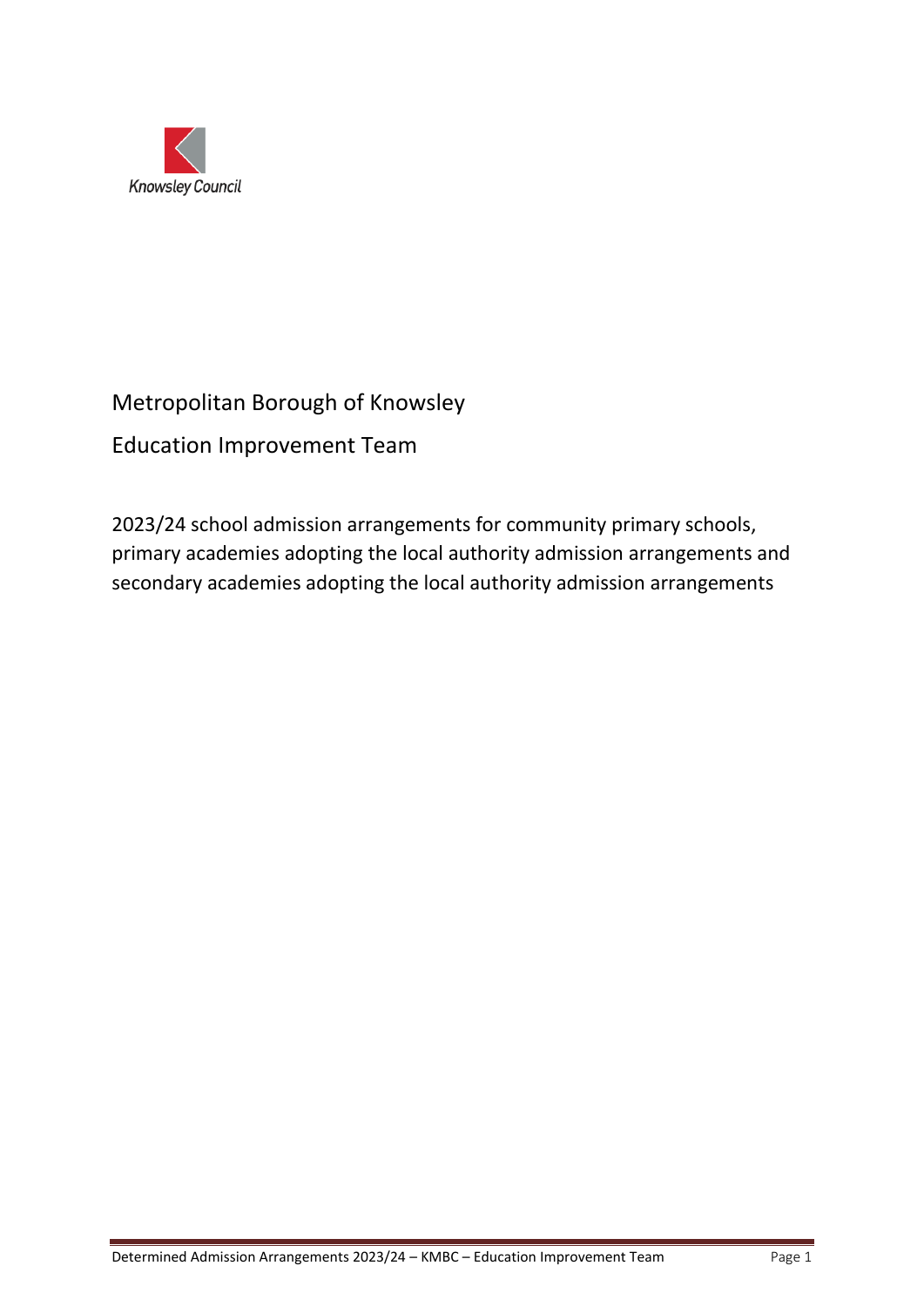Knowsley Council

# Metropolitan Borough of Knowsley

## Education Improvement Team

2023/24 school admission arrangements for community primary schools, primary academies adopting the local authority admission arrangements and secondary academies adopting the local authority admission arrangements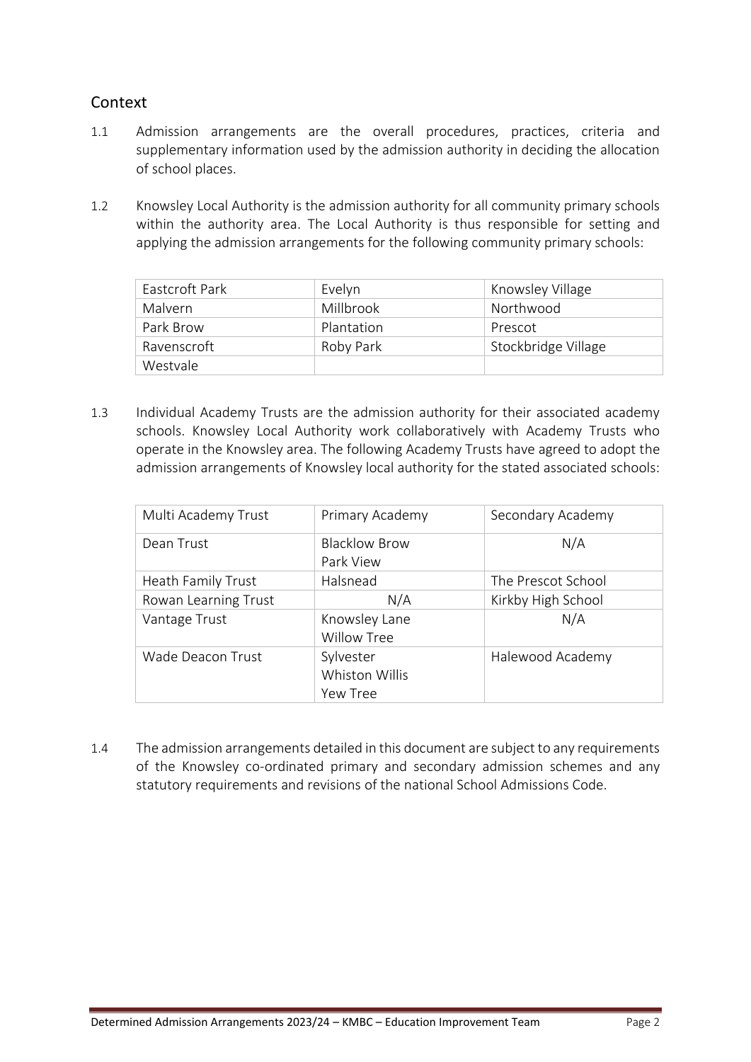## Context

1.1 Admission arrangements are the overall procedures, practices, criteria and supplementary information used by the admission authority in deciding the allocation of school places.

1.2 Knowsley Local Authority is the admission authority for all community primary schools within the authority area. The Local Authority is thus responsible for setting and applying the admission arrangements for the following community primary schools:

| | | |
|---|---|---|
| Eastcroft Park | Evelyn | Knowsley Village |
| Malvern | Millbrook | Northwood |
| Park Brow | Plantation | Prescot |
| Ravenscroft | Roby Park | Stockbridge Village |
| Westvale | | |

1.3 Individual Academy Trusts are the admission authority for their associated academy schools. Knowsley Local Authority work collaboratively with Academy Trusts who operate in the Knowsley area. The following Academy Trusts have agreed to adopt the admission arrangements of Knowsley local authority for the stated associated schools:

| Multi Academy Trust | Primary Academy | Secondary Academy |
|---|---|---|
| Dean Trust | Blacklow Brow<br>Park View | N/A |
| Heath Family Trust | Halsnead | The Prescot School |
| Rowan Learning Trust | N/A | Kirkby High School |
| Vantage Trust | Knowsley Lane<br>Willow Tree | N/A |
| Wade Deacon Trust | Sylvester<br>Whiston Willis<br>Yew Tree | Halewood Academy |

1.4 The admission arrangements detailed in this document are subject to any requirements of the Knowsley co-ordinated primary and secondary admission schemes and any statutory requirements and revisions of the national School Admissions Code.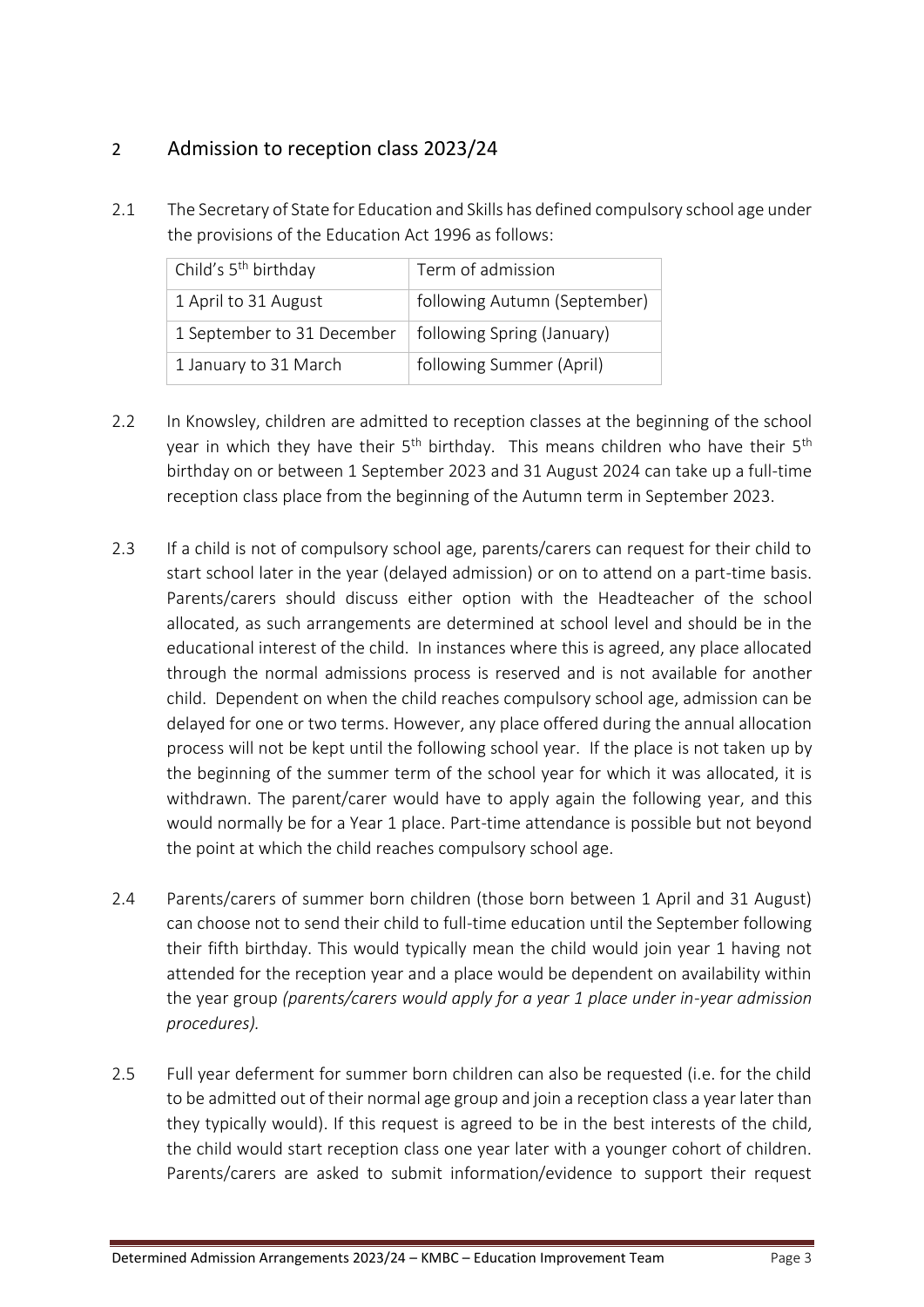## 2 Admission to reception class 2023/24

2.1 The Secretary of State for Education and Skills has defined compulsory school age under the provisions of the Education Act 1996 as follows:

| Child's 5th birthday | Term of admission |
|---|---|
| 1 April to 31 August | following Autumn (September) |
| 1 September to 31 December | following Spring (January) |
| 1 January to 31 March | following Summer (April) |

2.2 In Knowsley, children are admitted to reception classes at the beginning of the school year in which they have their 5th birthday. This means children who have their 5th birthday on or between 1 September 2023 and 31 August 2024 can take up a full-time reception class place from the beginning of the Autumn term in September 2023.

2.3 If a child is not of compulsory school age, parents/carers can request for their child to start school later in the year (delayed admission) or on to attend on a part-time basis. Parents/carers should discuss either option with the Headteacher of the school allocated, as such arrangements are determined at school level and should be in the educational interest of the child. In instances where this is agreed, any place allocated through the normal admissions process is reserved and is not available for another child. Dependent on when the child reaches compulsory school age, admission can be delayed for one or two terms. However, any place offered during the annual allocation process will not be kept until the following school year. If the place is not taken up by the beginning of the summer term of the school year for which it was allocated, it is withdrawn. The parent/carer would have to apply again the following year, and this would normally be for a Year 1 place. Part-time attendance is possible but not beyond the point at which the child reaches compulsory school age.

2.4 Parents/carers of summer born children (those born between 1 April and 31 August) can choose not to send their child to full-time education until the September following their fifth birthday. This would typically mean the child would join year 1 having not attended for the reception year and a place would be dependent on availability within the year group *(parents/carers would apply for a year 1 place under in-year admission procedures).*

2.5 Full year deferment for summer born children can also be requested (i.e. for the child to be admitted out of their normal age group and join a reception class a year later than they typically would). If this request is agreed to be in the best interests of the child, the child would start reception class one year later with a younger cohort of children. Parents/carers are asked to submit information/evidence to support their request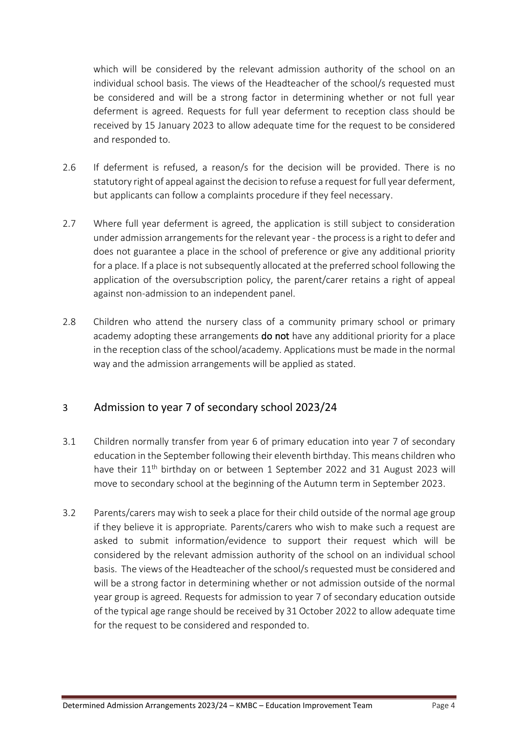which will be considered by the relevant admission authority of the school on an individual school basis. The views of the Headteacher of the school/s requested must be considered and will be a strong factor in determining whether or not full year deferment is agreed. Requests for full year deferment to reception class should be received by 15 January 2023 to allow adequate time for the request to be considered and responded to.

2.6 If deferment is refused, a reason/s for the decision will be provided. There is no statutory right of appeal against the decision to refuse a request for full year deferment, but applicants can follow a complaints procedure if they feel necessary.

2.7 Where full year deferment is agreed, the application is still subject to consideration under admission arrangements for the relevant year - the process is a right to defer and does not guarantee a place in the school of preference or give any additional priority for a place. If a place is not subsequently allocated at the preferred school following the application of the oversubscription policy, the parent/carer retains a right of appeal against non-admission to an independent panel.

2.8 Children who attend the nursery class of a community primary school or primary academy adopting these arrangements **do not** have any additional priority for a place in the reception class of the school/academy. Applications must be made in the normal way and the admission arrangements will be applied as stated.

## 3 Admission to year 7 of secondary school 2023/24

3.1 Children normally transfer from year 6 of primary education into year 7 of secondary education in the September following their eleventh birthday. This means children who have their 11th birthday on or between 1 September 2022 and 31 August 2023 will move to secondary school at the beginning of the Autumn term in September 2023.

3.2 Parents/carers may wish to seek a place for their child outside of the normal age group if they believe it is appropriate. Parents/carers who wish to make such a request are asked to submit information/evidence to support their request which will be considered by the relevant admission authority of the school on an individual school basis. The views of the Headteacher of the school/s requested must be considered and will be a strong factor in determining whether or not admission outside of the normal year group is agreed. Requests for admission to year 7 of secondary education outside of the typical age range should be received by 31 October 2022 to allow adequate time for the request to be considered and responded to.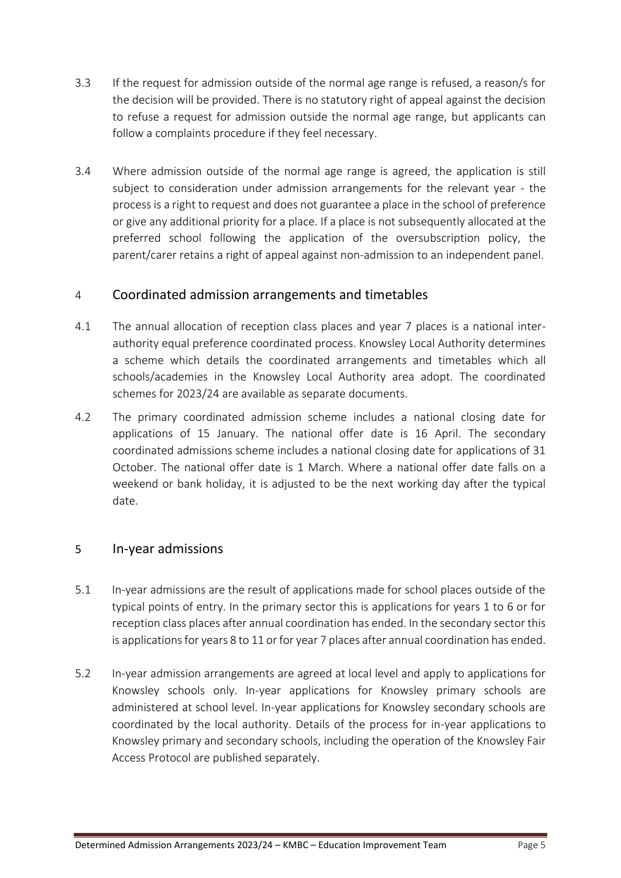3.3 If the request for admission outside of the normal age range is refused, a reason/s for the decision will be provided. There is no statutory right of appeal against the decision to refuse a request for admission outside the normal age range, but applicants can follow a complaints procedure if they feel necessary.

3.4 Where admission outside of the normal age range is agreed, the application is still subject to consideration under admission arrangements for the relevant year - the process is a right to request and does not guarantee a place in the school of preference or give any additional priority for a place. If a place is not subsequently allocated at the preferred school following the application of the oversubscription policy, the parent/carer retains a right of appeal against non-admission to an independent panel.

## 4 Coordinated admission arrangements and timetables

4.1 The annual allocation of reception class places and year 7 places is a national inter-authority equal preference coordinated process. Knowsley Local Authority determines a scheme which details the coordinated arrangements and timetables which all schools/academies in the Knowsley Local Authority area adopt. The coordinated schemes for 2023/24 are available as separate documents.

4.2 The primary coordinated admission scheme includes a national closing date for applications of 15 January. The national offer date is 16 April. The secondary coordinated admissions scheme includes a national closing date for applications of 31 October. The national offer date is 1 March. Where a national offer date falls on a weekend or bank holiday, it is adjusted to be the next working day after the typical date.

## 5 In-year admissions

5.1 In-year admissions are the result of applications made for school places outside of the typical points of entry. In the primary sector this is applications for years 1 to 6 or for reception class places after annual coordination has ended. In the secondary sector this is applications for years 8 to 11 or for year 7 places after annual coordination has ended.

5.2 In-year admission arrangements are agreed at local level and apply to applications for Knowsley schools only. In-year applications for Knowsley primary schools are administered at school level. In-year applications for Knowsley secondary schools are coordinated by the local authority. Details of the process for in-year applications to Knowsley primary and secondary schools, including the operation of the Knowsley Fair Access Protocol are published separately.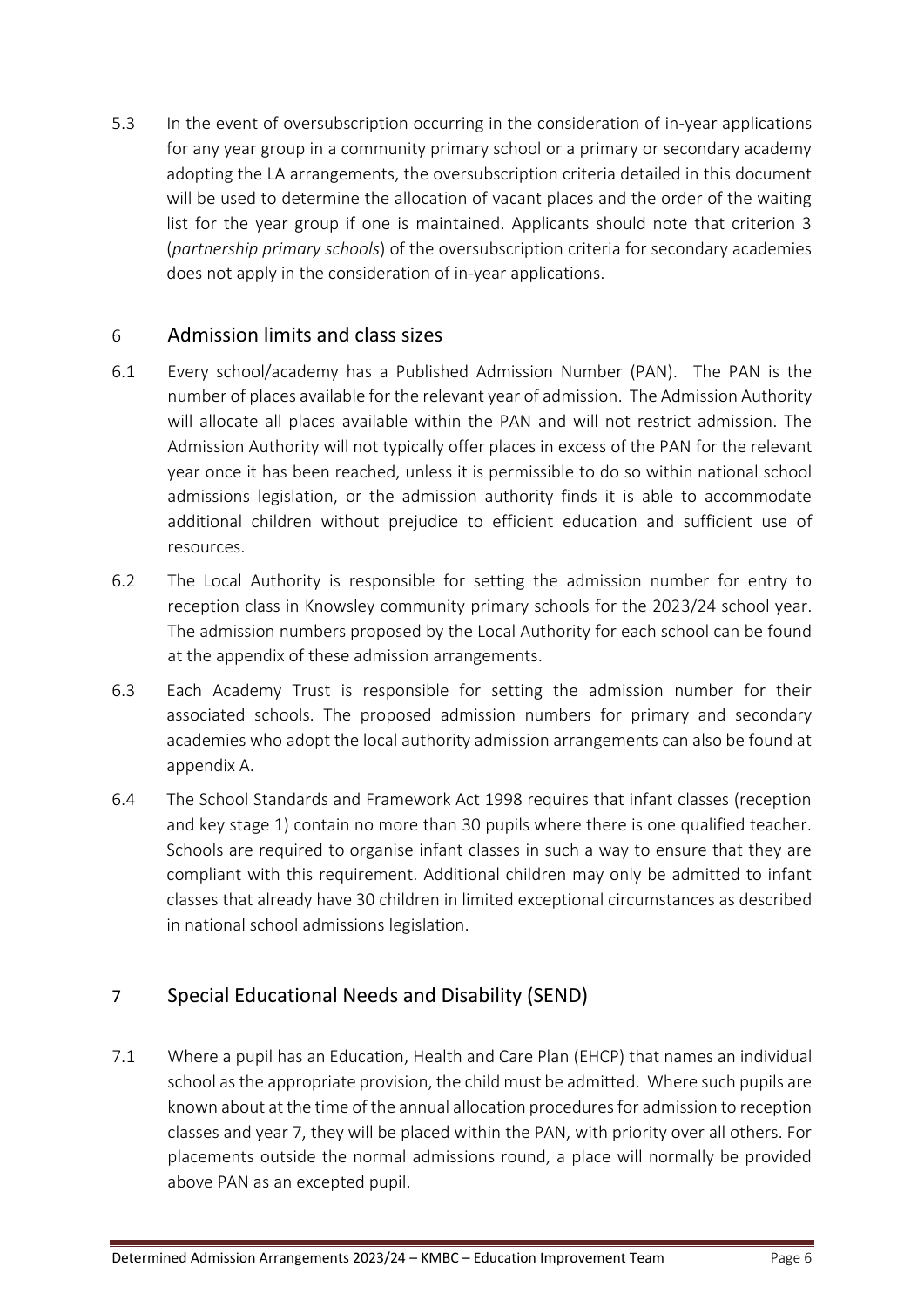5.3 In the event of oversubscription occurring in the consideration of in-year applications for any year group in a community primary school or a primary or secondary academy adopting the LA arrangements, the oversubscription criteria detailed in this document will be used to determine the allocation of vacant places and the order of the waiting list for the year group if one is maintained. Applicants should note that criterion 3 (*partnership primary schools*) of the oversubscription criteria for secondary academies does not apply in the consideration of in-year applications.

## 6 Admission limits and class sizes

6.1 Every school/academy has a Published Admission Number (PAN). The PAN is the number of places available for the relevant year of admission. The Admission Authority will allocate all places available within the PAN and will not restrict admission. The Admission Authority will not typically offer places in excess of the PAN for the relevant year once it has been reached, unless it is permissible to do so within national school admissions legislation, or the admission authority finds it is able to accommodate additional children without prejudice to efficient education and sufficient use of resources.

6.2 The Local Authority is responsible for setting the admission number for entry to reception class in Knowsley community primary schools for the 2023/24 school year. The admission numbers proposed by the Local Authority for each school can be found at the appendix of these admission arrangements.

6.3 Each Academy Trust is responsible for setting the admission number for their associated schools. The proposed admission numbers for primary and secondary academies who adopt the local authority admission arrangements can also be found at appendix A.

6.4 The School Standards and Framework Act 1998 requires that infant classes (reception and key stage 1) contain no more than 30 pupils where there is one qualified teacher. Schools are required to organise infant classes in such a way to ensure that they are compliant with this requirement. Additional children may only be admitted to infant classes that already have 30 children in limited exceptional circumstances as described in national school admissions legislation.

## 7 Special Educational Needs and Disability (SEND)

7.1 Where a pupil has an Education, Health and Care Plan (EHCP) that names an individual school as the appropriate provision, the child must be admitted. Where such pupils are known about at the time of the annual allocation procedures for admission to reception classes and year 7, they will be placed within the PAN, with priority over all others. For placements outside the normal admissions round, a place will normally be provided above PAN as an excepted pupil.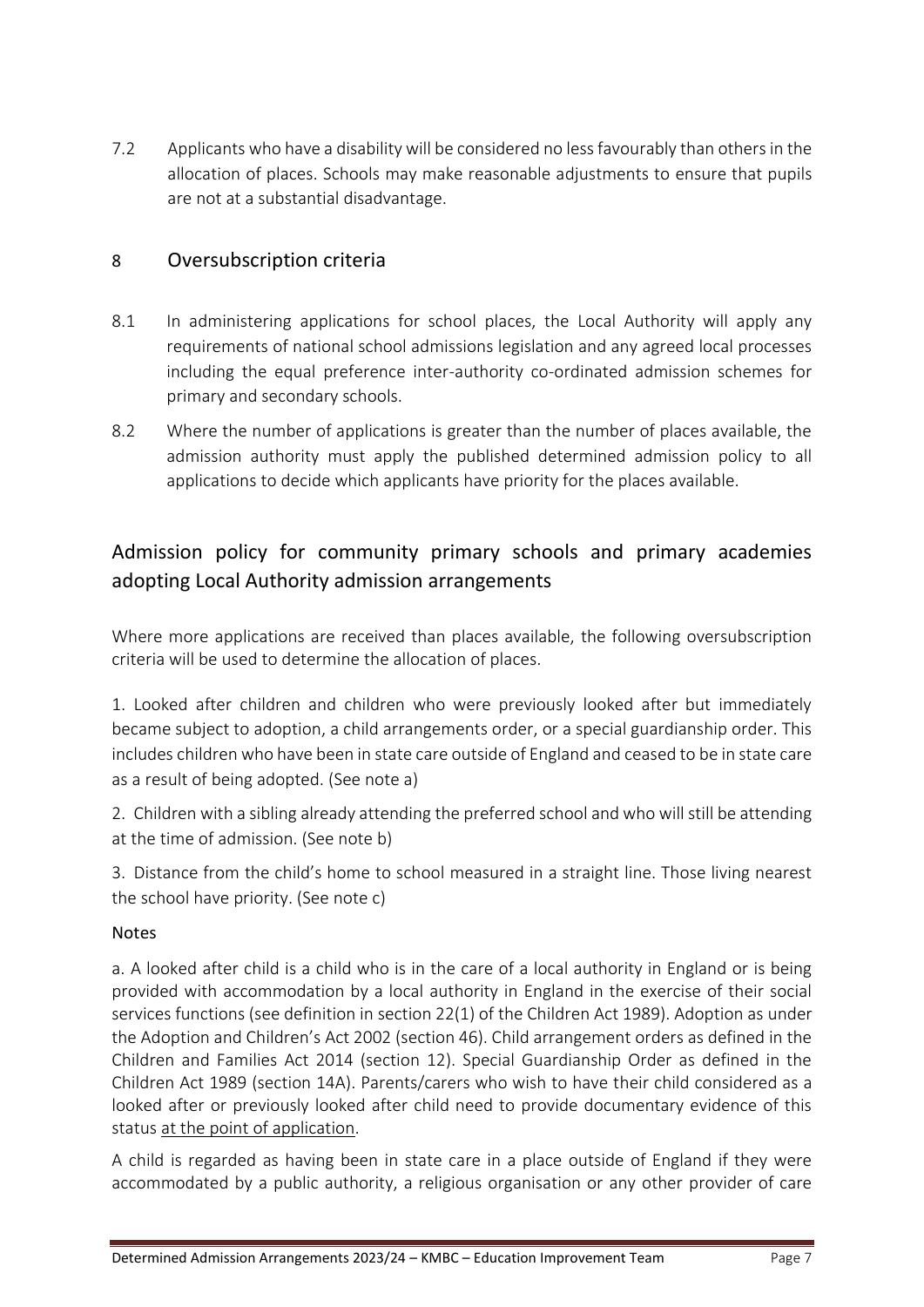7.2 Applicants who have a disability will be considered no less favourably than others in the allocation of places. Schools may make reasonable adjustments to ensure that pupils are not at a substantial disadvantage.

## 8 Oversubscription criteria

8.1 In administering applications for school places, the Local Authority will apply any requirements of national school admissions legislation and any agreed local processes including the equal preference inter-authority co-ordinated admission schemes for primary and secondary schools.

8.2 Where the number of applications is greater than the number of places available, the admission authority must apply the published determined admission policy to all applications to decide which applicants have priority for the places available.

## Admission policy for community primary schools and primary academies adopting Local Authority admission arrangements

Where more applications are received than places available, the following oversubscription criteria will be used to determine the allocation of places.

1. Looked after children and children who were previously looked after but immediately became subject to adoption, a child arrangements order, or a special guardianship order. This includes children who have been in state care outside of England and ceased to be in state care as a result of being adopted. (See note a)

2. Children with a sibling already attending the preferred school and who will still be attending at the time of admission. (See note b)

3. Distance from the child's home to school measured in a straight line. Those living nearest the school have priority. (See note c)

Notes

a. A looked after child is a child who is in the care of a local authority in England or is being provided with accommodation by a local authority in England in the exercise of their social services functions (see definition in section 22(1) of the Children Act 1989). Adoption as under the Adoption and Children's Act 2002 (section 46). Child arrangement orders as defined in the Children and Families Act 2014 (section 12). Special Guardianship Order as defined in the Children Act 1989 (section 14A). Parents/carers who wish to have their child considered as a looked after or previously looked after child need to provide documentary evidence of this status at the point of application.

A child is regarded as having been in state care in a place outside of England if they were accommodated by a public authority, a religious organisation or any other provider of care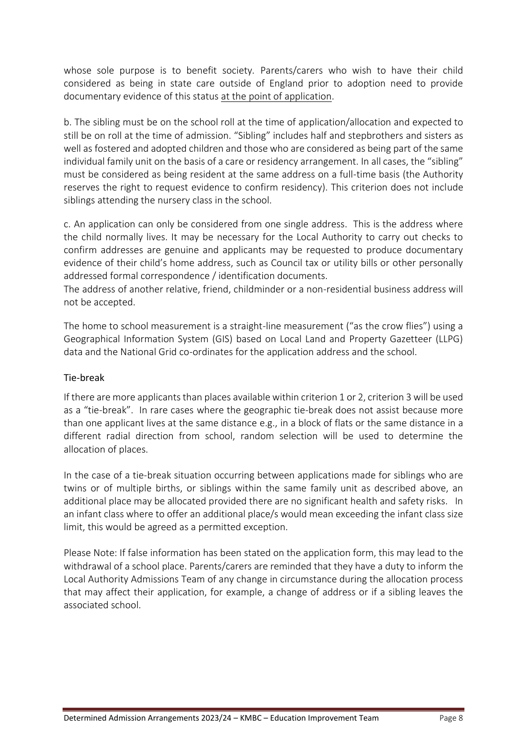whose sole purpose is to benefit society. Parents/carers who wish to have their child considered as being in state care outside of England prior to adoption need to provide documentary evidence of this status <u>at the point of application</u>.

b. The sibling must be on the school roll at the time of application/allocation and expected to still be on roll at the time of admission. "Sibling" includes half and stepbrothers and sisters as well as fostered and adopted children and those who are considered as being part of the same individual family unit on the basis of a care or residency arrangement. In all cases, the "sibling" must be considered as being resident at the same address on a full-time basis (the Authority reserves the right to request evidence to confirm residency). This criterion does not include siblings attending the nursery class in the school.

c. An application can only be considered from one single address. This is the address where the child normally lives. It may be necessary for the Local Authority to carry out checks to confirm addresses are genuine and applicants may be requested to produce documentary evidence of their child's home address, such as Council tax or utility bills or other personally addressed formal correspondence / identification documents.
The address of another relative, friend, childminder or a non-residential business address will not be accepted.

The home to school measurement is a straight-line measurement ("as the crow flies") using a Geographical Information System (GIS) based on Local Land and Property Gazetteer (LLPG) data and the National Grid co-ordinates for the application address and the school.

## Tie-break

If there are more applicants than places available within criterion 1 or 2, criterion 3 will be used as a "tie-break". In rare cases where the geographic tie-break does not assist because more than one applicant lives at the same distance e.g., in a block of flats or the same distance in a different radial direction from school, random selection will be used to determine the allocation of places.

In the case of a tie-break situation occurring between applications made for siblings who are twins or of multiple births, or siblings within the same family unit as described above, an additional place may be allocated provided there are no significant health and safety risks. In an infant class where to offer an additional place/s would mean exceeding the infant class size limit, this would be agreed as a permitted exception.

Please Note: If false information has been stated on the application form, this may lead to the withdrawal of a school place. Parents/carers are reminded that they have a duty to inform the Local Authority Admissions Team of any change in circumstance during the allocation process that may affect their application, for example, a change of address or if a sibling leaves the associated school.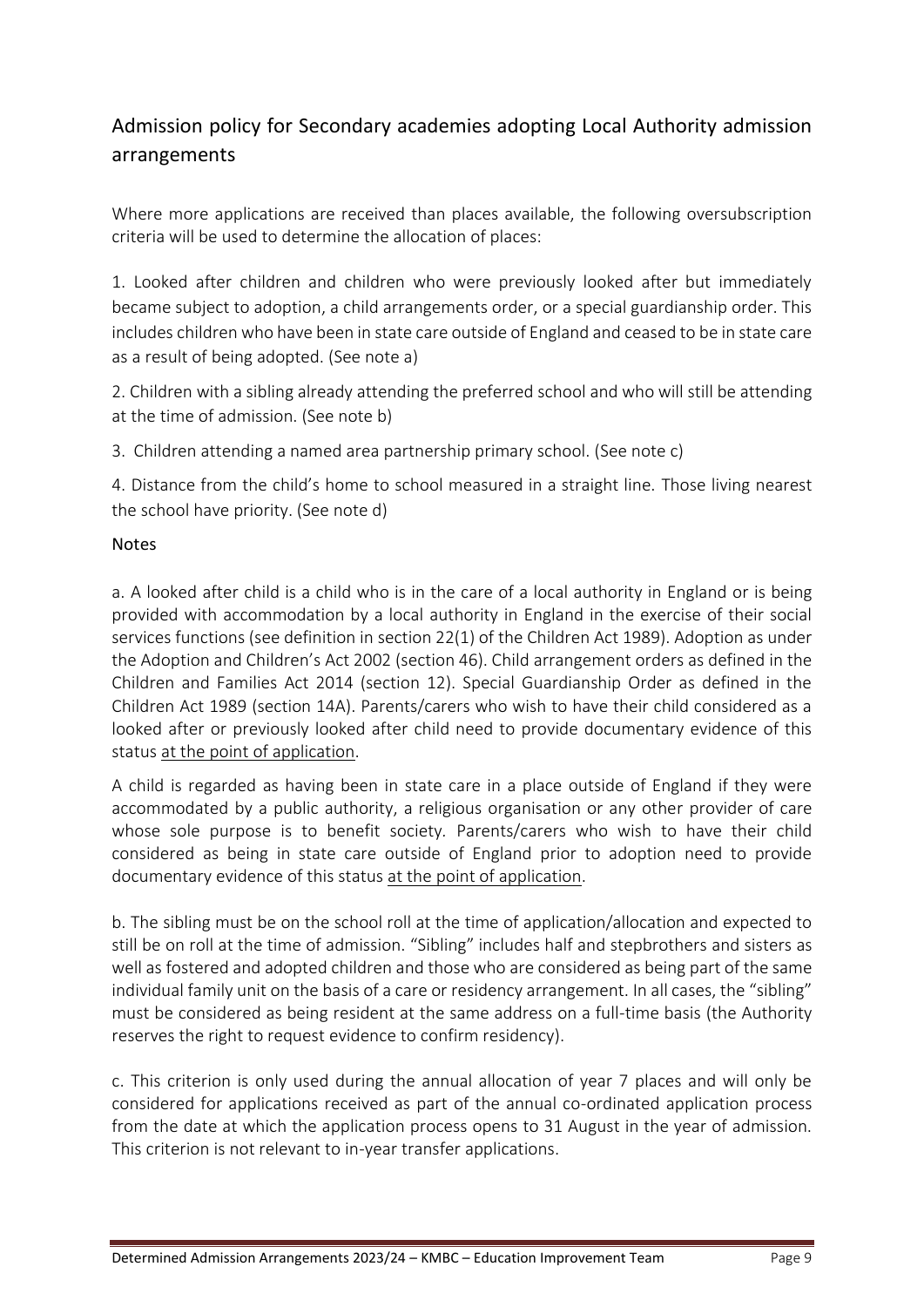## Admission policy for Secondary academies adopting Local Authority admission arrangements

Where more applications are received than places available, the following oversubscription criteria will be used to determine the allocation of places:

1. Looked after children and children who were previously looked after but immediately became subject to adoption, a child arrangements order, or a special guardianship order. This includes children who have been in state care outside of England and ceased to be in state care as a result of being adopted. (See note a)

2. Children with a sibling already attending the preferred school and who will still be attending at the time of admission. (See note b)

3. Children attending a named area partnership primary school. (See note c)

4. Distance from the child's home to school measured in a straight line. Those living nearest the school have priority. (See note d)

Notes

a. A looked after child is a child who is in the care of a local authority in England or is being provided with accommodation by a local authority in England in the exercise of their social services functions (see definition in section 22(1) of the Children Act 1989). Adoption as under the Adoption and Children's Act 2002 (section 46). Child arrangement orders as defined in the Children and Families Act 2014 (section 12). Special Guardianship Order as defined in the Children Act 1989 (section 14A). Parents/carers who wish to have their child considered as a looked after or previously looked after child need to provide documentary evidence of this status at the point of application.

A child is regarded as having been in state care in a place outside of England if they were accommodated by a public authority, a religious organisation or any other provider of care whose sole purpose is to benefit society. Parents/carers who wish to have their child considered as being in state care outside of England prior to adoption need to provide documentary evidence of this status at the point of application.

b. The sibling must be on the school roll at the time of application/allocation and expected to still be on roll at the time of admission. "Sibling" includes half and stepbrothers and sisters as well as fostered and adopted children and those who are considered as being part of the same individual family unit on the basis of a care or residency arrangement. In all cases, the "sibling" must be considered as being resident at the same address on a full-time basis (the Authority reserves the right to request evidence to confirm residency).

c. This criterion is only used during the annual allocation of year 7 places and will only be considered for applications received as part of the annual co-ordinated application process from the date at which the application process opens to 31 August in the year of admission. This criterion is not relevant to in-year transfer applications.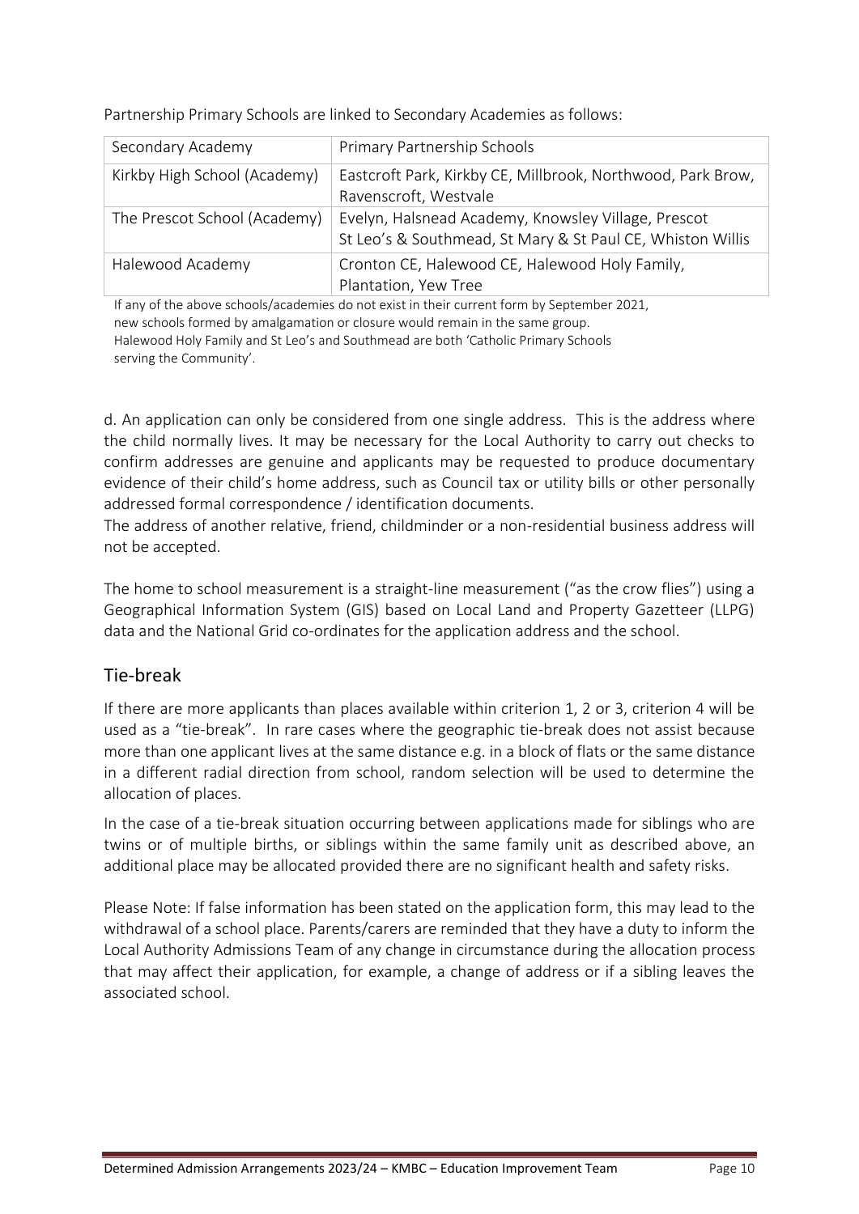Partnership Primary Schools are linked to Secondary Academies as follows:

| Secondary Academy | Primary Partnership Schools |
| --- | --- |
| Kirkby High School (Academy) | Eastcroft Park, Kirkby CE, Millbrook, Northwood, Park Brow, Ravenscroft, Westvale |
| The Prescot School (Academy) | Evelyn, Halsnead Academy, Knowsley Village, Prescot St Leo's & Southmead, St Mary & St Paul CE, Whiston Willis |
| Halewood Academy | Cronton CE, Halewood CE, Halewood Holy Family, Plantation, Yew Tree |

If any of the above schools/academies do not exist in their current form by September 2021, new schools formed by amalgamation or closure would remain in the same group. Halewood Holy Family and St Leo's and Southmead are both 'Catholic Primary Schools serving the Community'.

d. An application can only be considered from one single address. This is the address where the child normally lives. It may be necessary for the Local Authority to carry out checks to confirm addresses are genuine and applicants may be requested to produce documentary evidence of their child's home address, such as Council tax or utility bills or other personally addressed formal correspondence / identification documents.
The address of another relative, friend, childminder or a non-residential business address will not be accepted.

The home to school measurement is a straight-line measurement ("as the crow flies") using a Geographical Information System (GIS) based on Local Land and Property Gazetteer (LLPG) data and the National Grid co-ordinates for the application address and the school.

## Tie-break

If there are more applicants than places available within criterion 1, 2 or 3, criterion 4 will be used as a "tie-break". In rare cases where the geographic tie-break does not assist because more than one applicant lives at the same distance e.g. in a block of flats or the same distance in a different radial direction from school, random selection will be used to determine the allocation of places.

In the case of a tie-break situation occurring between applications made for siblings who are twins or of multiple births, or siblings within the same family unit as described above, an additional place may be allocated provided there are no significant health and safety risks.

Please Note: If false information has been stated on the application form, this may lead to the withdrawal of a school place. Parents/carers are reminded that they have a duty to inform the Local Authority Admissions Team of any change in circumstance during the allocation process that may affect their application, for example, a change of address or if a sibling leaves the associated school.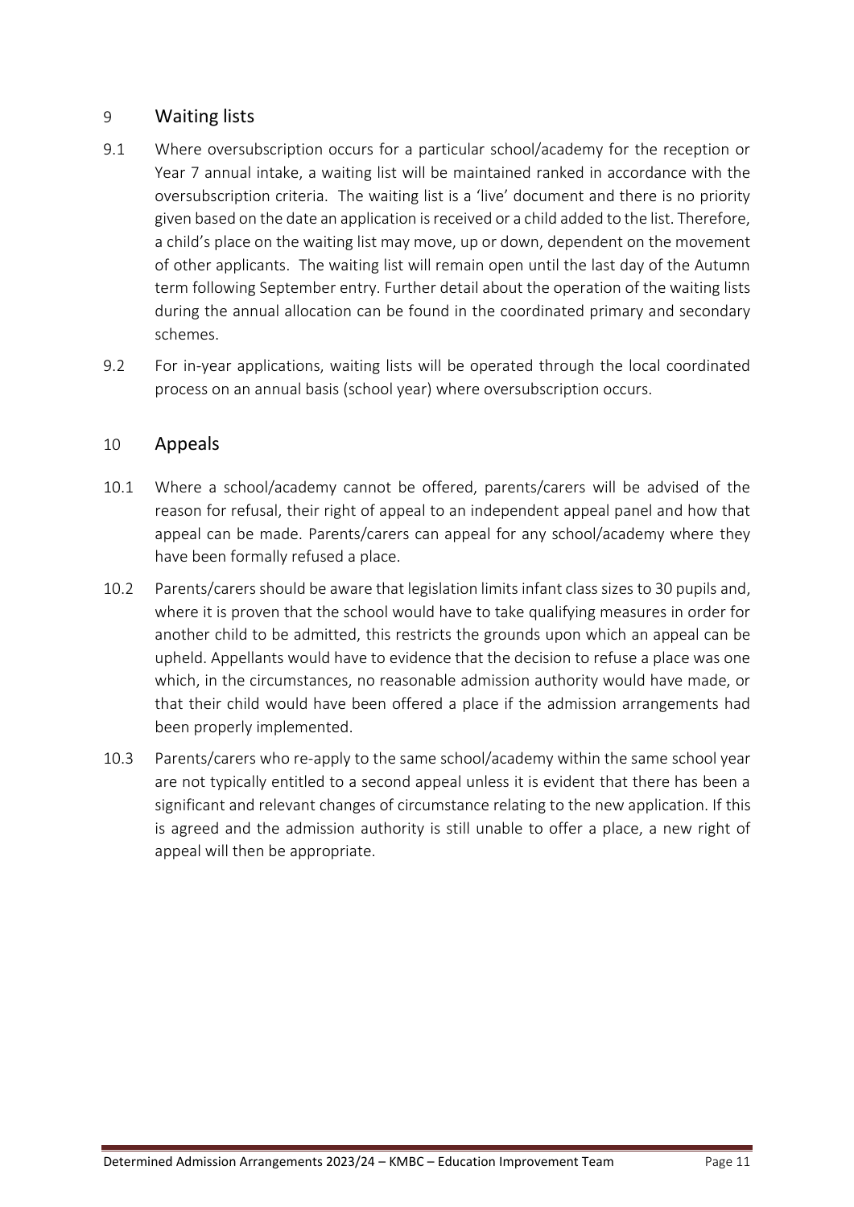## 9 Waiting lists

9.1 Where oversubscription occurs for a particular school/academy for the reception or Year 7 annual intake, a waiting list will be maintained ranked in accordance with the oversubscription criteria. The waiting list is a 'live' document and there is no priority given based on the date an application is received or a child added to the list. Therefore, a child's place on the waiting list may move, up or down, dependent on the movement of other applicants. The waiting list will remain open until the last day of the Autumn term following September entry. Further detail about the operation of the waiting lists during the annual allocation can be found in the coordinated primary and secondary schemes.

9.2 For in-year applications, waiting lists will be operated through the local coordinated process on an annual basis (school year) where oversubscription occurs.

## 10 Appeals

10.1 Where a school/academy cannot be offered, parents/carers will be advised of the reason for refusal, their right of appeal to an independent appeal panel and how that appeal can be made. Parents/carers can appeal for any school/academy where they have been formally refused a place.

10.2 Parents/carers should be aware that legislation limits infant class sizes to 30 pupils and, where it is proven that the school would have to take qualifying measures in order for another child to be admitted, this restricts the grounds upon which an appeal can be upheld. Appellants would have to evidence that the decision to refuse a place was one which, in the circumstances, no reasonable admission authority would have made, or that their child would have been offered a place if the admission arrangements had been properly implemented.

10.3 Parents/carers who re-apply to the same school/academy within the same school year are not typically entitled to a second appeal unless it is evident that there has been a significant and relevant changes of circumstance relating to the new application. If this is agreed and the admission authority is still unable to offer a place, a new right of appeal will then be appropriate.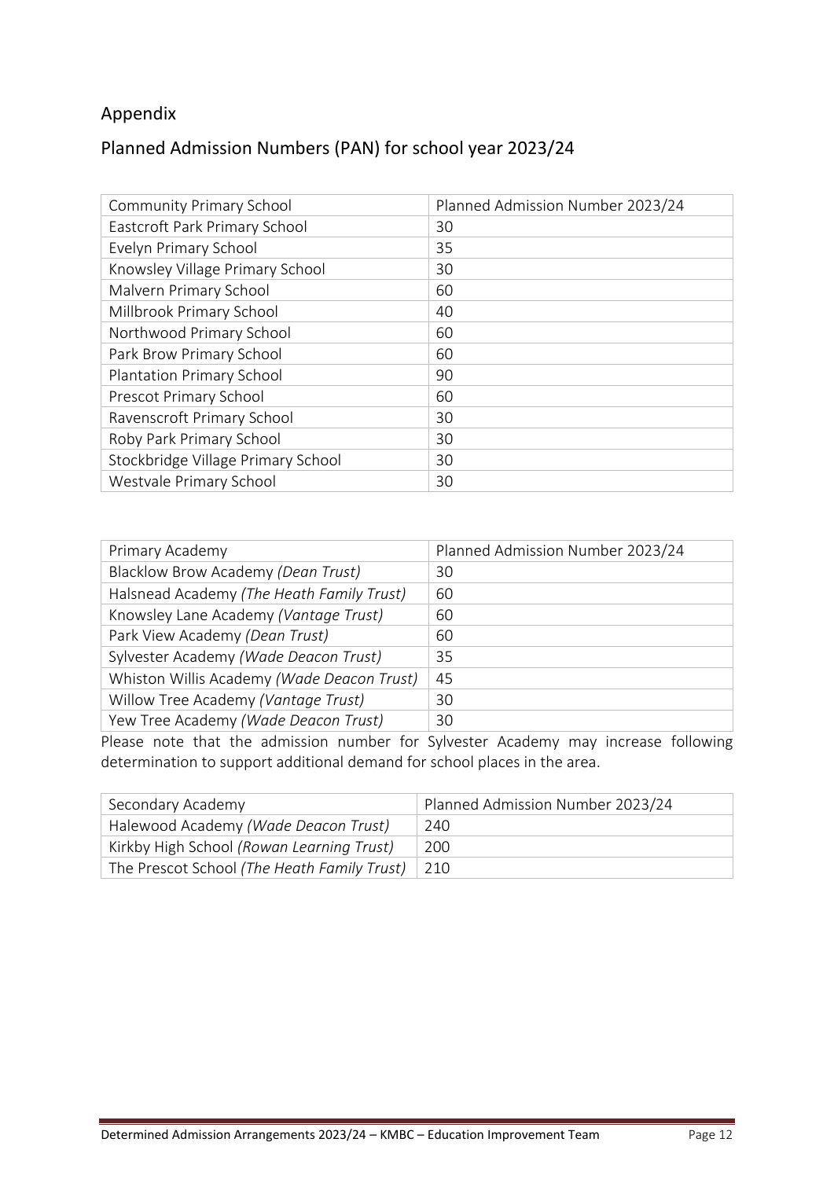## Appendix

## Planned Admission Numbers (PAN) for school year 2023/24

| Community Primary School | Planned Admission Number 2023/24 |
|---|---|
| Eastcroft Park Primary School | 30 |
| Evelyn Primary School | 35 |
| Knowsley Village Primary School | 30 |
| Malvern Primary School | 60 |
| Millbrook Primary School | 40 |
| Northwood Primary School | 60 |
| Park Brow Primary School | 60 |
| Plantation Primary School | 90 |
| Prescot Primary School | 60 |
| Ravenscroft Primary School | 30 |
| Roby Park Primary School | 30 |
| Stockbridge Village Primary School | 30 |
| Westvale Primary School | 30 |

| Primary Academy | Planned Admission Number 2023/24 |
|---|---|
| Blacklow Brow Academy *(Dean Trust)* | 30 |
| Halsnead Academy *(The Heath Family Trust)* | 60 |
| Knowsley Lane Academy *(Vantage Trust)* | 60 |
| Park View Academy *(Dean Trust)* | 60 |
| Sylvester Academy *(Wade Deacon Trust)* | 35 |
| Whiston Willis Academy *(Wade Deacon Trust)* | 45 |
| Willow Tree Academy *(Vantage Trust)* | 30 |
| Yew Tree Academy *(Wade Deacon Trust)* | 30 |

Please note that the admission number for Sylvester Academy may increase following determination to support additional demand for school places in the area.

| Secondary Academy | Planned Admission Number 2023/24 |
|---|---|
| Halewood Academy *(Wade Deacon Trust)* | 240 |
| Kirkby High School *(Rowan Learning Trust)* | 200 |
| The Prescot School *(The Heath Family Trust)* | 210 |